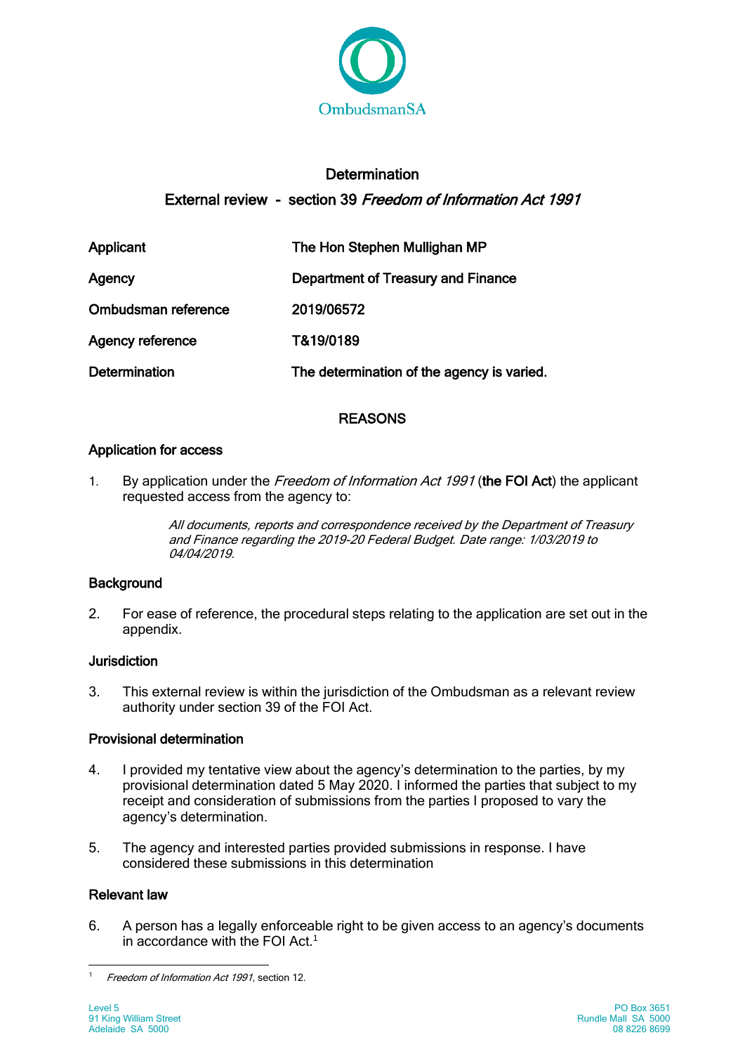OmbudsmanSA

# Determination

## External review - section 39 *Freedom of Information Act 1991*

| | |
|---|---|
| Applicant | The Hon Stephen Mullighan MP |
| Agency | Department of Treasury and Finance |
| Ombudsman reference | 2019/06572 |
| Agency reference | T&19/0189 |
| Determination | The determination of the agency is varied. |

## REASONS

### Application for access

1. By application under the *Freedom of Information Act 1991* (**the FOI Act**) the applicant requested access from the agency to:

> *All documents, reports and correspondence received by the Department of Treasury and Finance regarding the 2019-20 Federal Budget. Date range: 1/03/2019 to 04/04/2019.*

### Background

2. For ease of reference, the procedural steps relating to the application are set out in the appendix.

### Jurisdiction

3. This external review is within the jurisdiction of the Ombudsman as a relevant review authority under section 39 of the FOI Act.

### Provisional determination

4. I provided my tentative view about the agency's determination to the parties, by my provisional determination dated 5 May 2020. I informed the parties that subject to my receipt and consideration of submissions from the parties I proposed to vary the agency's determination.

5. The agency and interested parties provided submissions in response. I have considered these submissions in this determination

### Relevant law

6. A person has a legally enforceable right to be given access to an agency's documents in accordance with the FOI Act.[1]

[1] *Freedom of Information Act 1991*, section 12.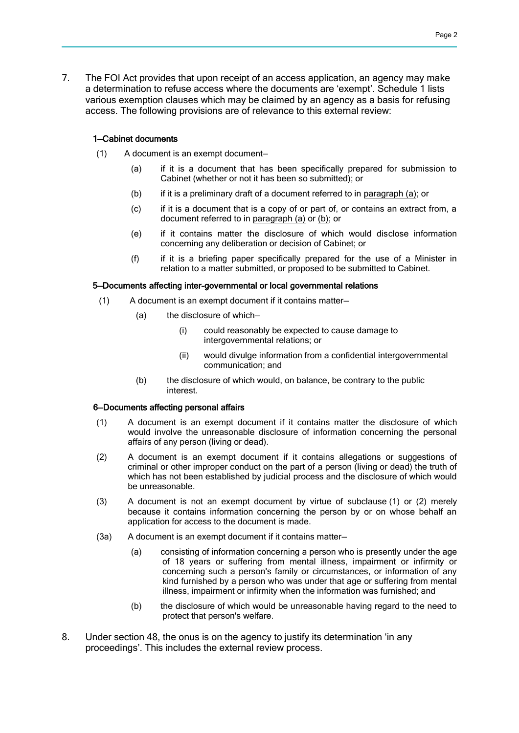7. The FOI Act provides that upon receipt of an access application, an agency may make a determination to refuse access where the documents are 'exempt'. Schedule 1 lists various exemption clauses which may be claimed by an agency as a basis for refusing access. The following provisions are of relevance to this external review:

**1—Cabinet documents**

(1) A document is an exempt document—

(a) if it is a document that has been specifically prepared for submission to Cabinet (whether or not it has been so submitted); or

(b) if it is a preliminary draft of a document referred to in paragraph (a); or

(c) if it is a document that is a copy of or part of, or contains an extract from, a document referred to in paragraph (a) or (b); or

(e) if it contains matter the disclosure of which would disclose information concerning any deliberation or decision of Cabinet; or

(f) if it is a briefing paper specifically prepared for the use of a Minister in relation to a matter submitted, or proposed to be submitted to Cabinet.

**5—Documents affecting inter-governmental or local governmental relations**

(1) A document is an exempt document if it contains matter—

(a) the disclosure of which—

(i) could reasonably be expected to cause damage to intergovernmental relations; or

(ii) would divulge information from a confidential intergovernmental communication; and

(b) the disclosure of which would, on balance, be contrary to the public interest.

**6—Documents affecting personal affairs**

(1) A document is an exempt document if it contains matter the disclosure of which would involve the unreasonable disclosure of information concerning the personal affairs of any person (living or dead).

(2) A document is an exempt document if it contains allegations or suggestions of criminal or other improper conduct on the part of a person (living or dead) the truth of which has not been established by judicial process and the disclosure of which would be unreasonable.

(3) A document is not an exempt document by virtue of subclause (1) or (2) merely because it contains information concerning the person by or on whose behalf an application for access to the document is made.

(3a) A document is an exempt document if it contains matter—

(a) consisting of information concerning a person who is presently under the age of 18 years or suffering from mental illness, impairment or infirmity or concerning such a person's family or circumstances, or information of any kind furnished by a person who was under that age or suffering from mental illness, impairment or infirmity when the information was furnished; and

(b) the disclosure of which would be unreasonable having regard to the need to protect that person's welfare.

8. Under section 48, the onus is on the agency to justify its determination 'in any proceedings'. This includes the external review process.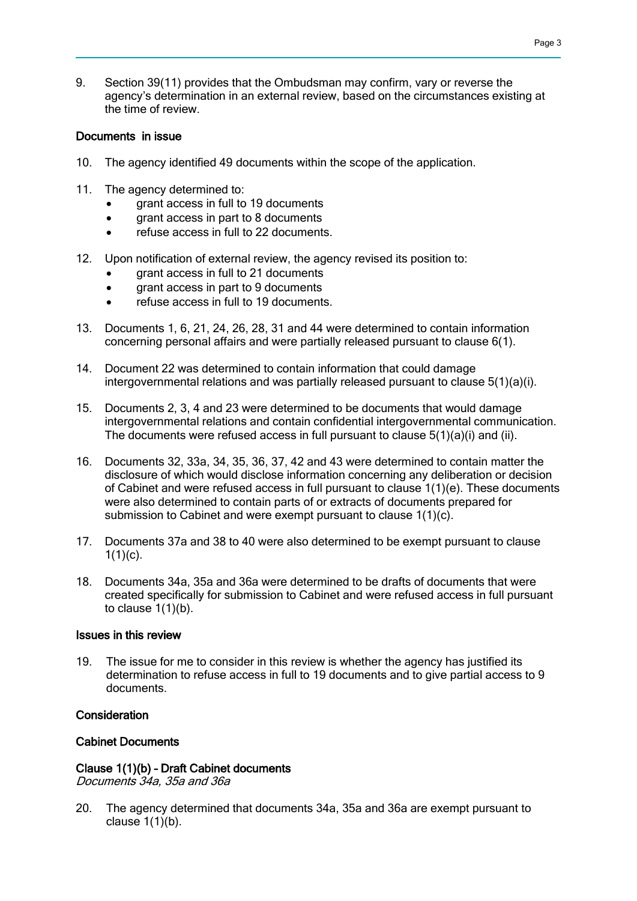9. Section 39(11) provides that the Ombudsman may confirm, vary or reverse the agency's determination in an external review, based on the circumstances existing at the time of review.

### Documents in issue

10. The agency identified 49 documents within the scope of the application.

11. The agency determined to:
    - grant access in full to 19 documents
    - grant access in part to 8 documents
    - refuse access in full to 22 documents.

12. Upon notification of external review, the agency revised its position to:
    - grant access in full to 21 documents
    - grant access in part to 9 documents
    - refuse access in full to 19 documents.

13. Documents 1, 6, 21, 24, 26, 28, 31 and 44 were determined to contain information concerning personal affairs and were partially released pursuant to clause 6(1).

14. Document 22 was determined to contain information that could damage intergovernmental relations and was partially released pursuant to clause 5(1)(a)(i).

15. Documents 2, 3, 4 and 23 were determined to be documents that would damage intergovernmental relations and contain confidential intergovernmental communication. The documents were refused access in full pursuant to clause 5(1)(a)(i) and (ii).

16. Documents 32, 33a, 34, 35, 36, 37, 42 and 43 were determined to contain matter the disclosure of which would disclose information concerning any deliberation or decision of Cabinet and were refused access in full pursuant to clause 1(1)(e). These documents were also determined to contain parts of or extracts of documents prepared for submission to Cabinet and were exempt pursuant to clause 1(1)(c).

17. Documents 37a and 38 to 40 were also determined to be exempt pursuant to clause 1(1)(c).

18. Documents 34a, 35a and 36a were determined to be drafts of documents that were created specifically for submission to Cabinet and were refused access in full pursuant to clause 1(1)(b).

### Issues in this review

19. The issue for me to consider in this review is whether the agency has justified its determination to refuse access in full to 19 documents and to give partial access to 9 documents.

### Consideration

### Cabinet Documents

#### Clause 1(1)(b) – Draft Cabinet documents

*Documents 34a, 35a and 36a*

20. The agency determined that documents 34a, 35a and 36a are exempt pursuant to clause 1(1)(b).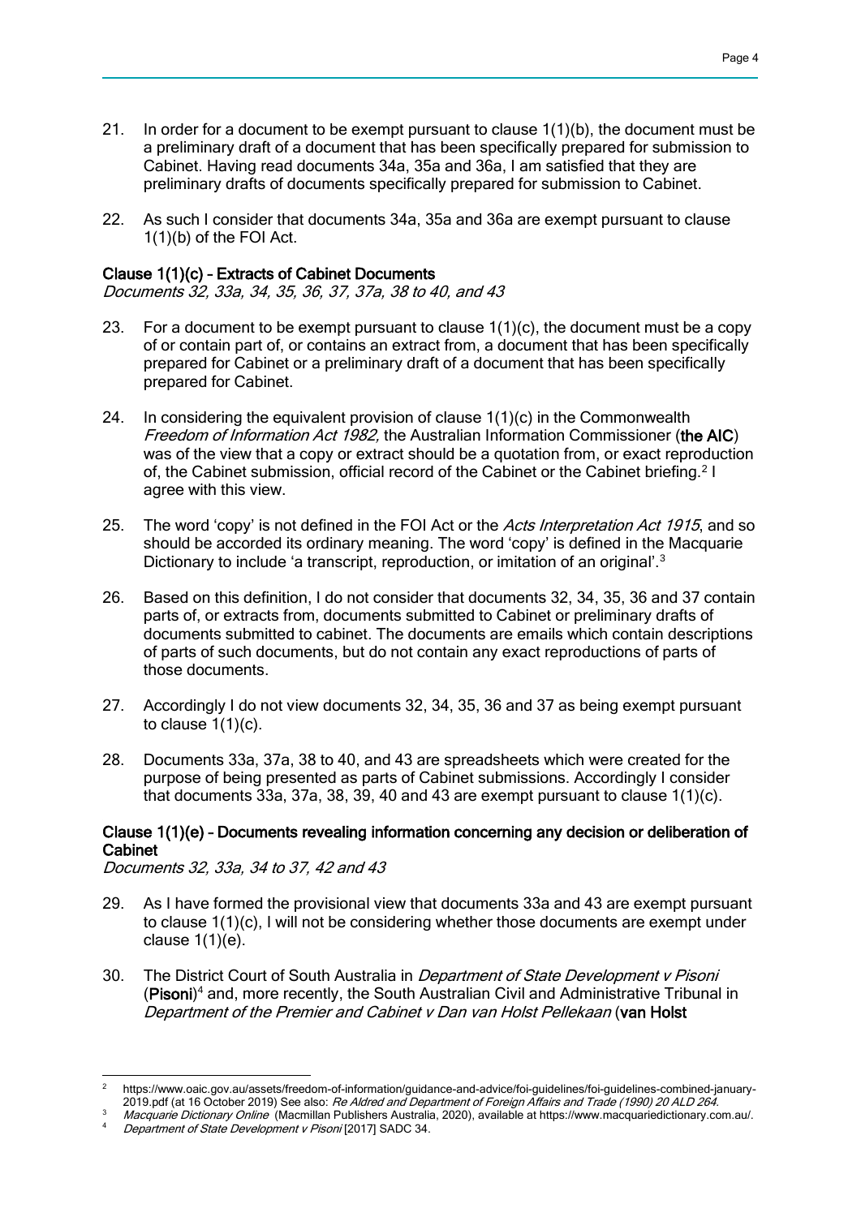21. In order for a document to be exempt pursuant to clause 1(1)(b), the document must be a preliminary draft of a document that has been specifically prepared for submission to Cabinet. Having read documents 34a, 35a and 36a, I am satisfied that they are preliminary drafts of documents specifically prepared for submission to Cabinet.

22. As such I consider that documents 34a, 35a and 36a are exempt pursuant to clause 1(1)(b) of the FOI Act.

### Clause 1(1)(c) – Extracts of Cabinet Documents

*Documents 32, 33a, 34, 35, 36, 37, 37a, 38 to 40, and 43*

23. For a document to be exempt pursuant to clause 1(1)(c), the document must be a copy of or contain part of, or contains an extract from, a document that has been specifically prepared for Cabinet or a preliminary draft of a document that has been specifically prepared for Cabinet.

24. In considering the equivalent provision of clause 1(1)(c) in the Commonwealth *Freedom of Information Act 1982,* the Australian Information Commissioner (**the AIC**) was of the view that a copy or extract should be a quotation from, or exact reproduction of, the Cabinet submission, official record of the Cabinet or the Cabinet briefing.[2] I agree with this view.

25. The word 'copy' is not defined in the FOI Act or the *Acts Interpretation Act 1915*, and so should be accorded its ordinary meaning. The word 'copy' is defined in the Macquarie Dictionary to include 'a transcript, reproduction, or imitation of an original'.[3]

26. Based on this definition, I do not consider that documents 32, 34, 35, 36 and 37 contain parts of, or extracts from, documents submitted to Cabinet or preliminary drafts of documents submitted to cabinet. The documents are emails which contain descriptions of parts of such documents, but do not contain any exact reproductions of parts of those documents.

27. Accordingly I do not view documents 32, 34, 35, 36 and 37 as being exempt pursuant to clause 1(1)(c).

28. Documents 33a, 37a, 38 to 40, and 43 are spreadsheets which were created for the purpose of being presented as parts of Cabinet submissions. Accordingly I consider that documents 33a, 37a, 38, 39, 40 and 43 are exempt pursuant to clause 1(1)(c).

### Clause 1(1)(e) – Documents revealing information concerning any decision or deliberation of Cabinet

*Documents 32, 33a, 34 to 37, 42 and 43*

29. As I have formed the provisional view that documents 33a and 43 are exempt pursuant to clause 1(1)(c), I will not be considering whether those documents are exempt under clause 1(1)(e).

30. The District Court of South Australia in *Department of State Development v Pisoni* (**Pisoni**)[4] and, more recently, the South Australian Civil and Administrative Tribunal in *Department of the Premier and Cabinet v Dan van Holst Pellekaan* (**van Holst**

---

[2] https://www.oaic.gov.au/assets/freedom-of-information/guidance-and-advice/foi-guidelines/foi-guidelines-combined-january-2019.pdf (at 16 October 2019) See also: *Re Aldred and Department of Foreign Affairs and Trade (1990) 20 ALD 264.*

[3] *Macquarie Dictionary Online* (Macmillan Publishers Australia, 2020), available at https://www.macquariedictionary.com.au/.

[4] *Department of State Development v Pisoni* [2017] SADC 34.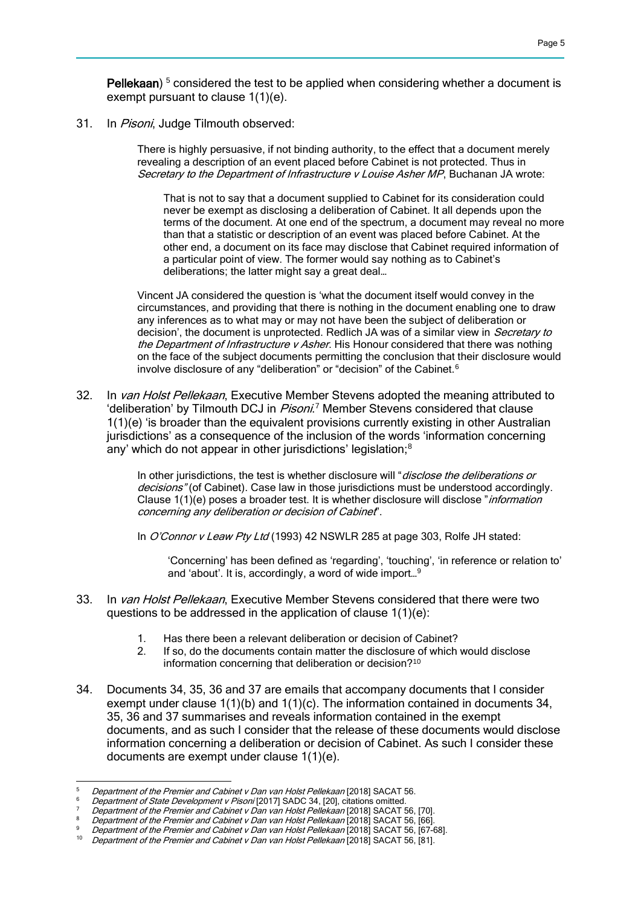**Pellekaan**) [5] considered the test to be applied when considering whether a document is exempt pursuant to clause 1(1)(e).

31. In *Pisoni*, Judge Tilmouth observed:

> There is highly persuasive, if not binding authority, to the effect that a document merely revealing a description of an event placed before Cabinet is not protected. Thus in *Secretary to the Department of Infrastructure v Louise Asher MP*, Buchanan JA wrote:
>
> > That is not to say that a document supplied to Cabinet for its consideration could never be exempt as disclosing a deliberation of Cabinet. It all depends upon the terms of the document. At one end of the spectrum, a document may reveal no more than that a statistic or description of an event was placed before Cabinet. At the other end, a document on its face may disclose that Cabinet required information of a particular point of view. The former would say nothing as to Cabinet's deliberations; the latter might say a great deal…
>
> Vincent JA considered the question is 'what the document itself would convey in the circumstances, and providing that there is nothing in the document enabling one to draw any inferences as to what may or may not have been the subject of deliberation or decision', the document is unprotected. Redlich JA was of a similar view in *Secretary to the Department of Infrastructure v Asher*. His Honour considered that there was nothing on the face of the subject documents permitting the conclusion that their disclosure would involve disclosure of any "deliberation" or "decision" of the Cabinet.[6]

32. In *van Holst Pellekaan*, Executive Member Stevens adopted the meaning attributed to 'deliberation' by Tilmouth DCJ in *Pisoni*.[7] Member Stevens considered that clause 1(1)(e) 'is broader than the equivalent provisions currently existing in other Australian jurisdictions' as a consequence of the inclusion of the words 'information concerning any' which do not appear in other jurisdictions' legislation;[8]

> In other jurisdictions, the test is whether disclosure will "*disclose the deliberations or decisions"* (of Cabinet). Case law in those jurisdictions must be understood accordingly. Clause 1(1)(e) poses a broader test. It is whether disclosure will disclose "*information concerning any deliberation or decision of Cabinet*".
>
> In *O'Connor v Leaw Pty Ltd* (1993) 42 NSWLR 285 at page 303, Rolfe JH stated:
>
> > 'Concerning' has been defined as 'regarding', 'touching', 'in reference or relation to' and 'about'. It is, accordingly, a word of wide import…[9]

33. In *van Holst Pellekaan*, Executive Member Stevens considered that there were two questions to be addressed in the application of clause 1(1)(e):

> 1. Has there been a relevant deliberation or decision of Cabinet?
> 2. If so, do the documents contain matter the disclosure of which would disclose information concerning that deliberation or decision?[10]

34. Documents 34, 35, 36 and 37 are emails that accompany documents that I consider exempt under clause 1(1)(b) and 1(1)(c). The information contained in documents 34, 35, 36 and 37 summarises and reveals information contained in the exempt documents, and as such I consider that the release of these documents would disclose information concerning a deliberation or decision of Cabinet. As such I consider these documents are exempt under clause 1(1)(e).

---

[5] *Department of the Premier and Cabinet v Dan van Holst Pellekaan* [2018] SACAT 56.

[6] *Department of State Development v Pisoni* [2017] SADC 34, [20], citations omitted.

[7] *Department of the Premier and Cabinet v Dan van Holst Pellekaan* [2018] SACAT 56, [70].

[8] *Department of the Premier and Cabinet v Dan van Holst Pellekaan* [2018] SACAT 56, [66].

[9] *Department of the Premier and Cabinet v Dan van Holst Pellekaan* [2018] SACAT 56, [67-68].

[10] *Department of the Premier and Cabinet v Dan van Holst Pellekaan* [2018] SACAT 56, [81].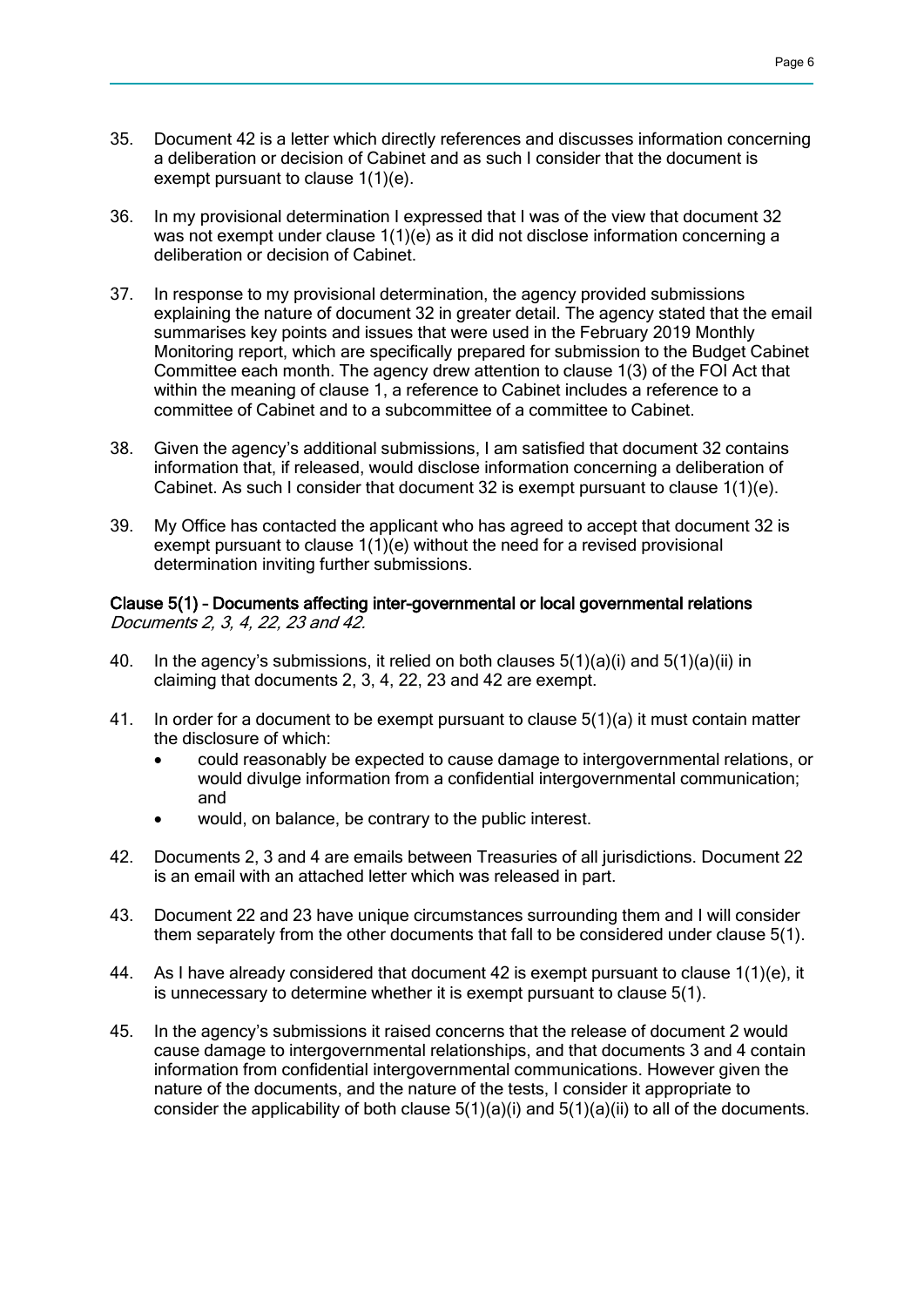35. Document 42 is a letter which directly references and discusses information concerning a deliberation or decision of Cabinet and as such I consider that the document is exempt pursuant to clause 1(1)(e).

36. In my provisional determination I expressed that I was of the view that document 32 was not exempt under clause 1(1)(e) as it did not disclose information concerning a deliberation or decision of Cabinet.

37. In response to my provisional determination, the agency provided submissions explaining the nature of document 32 in greater detail. The agency stated that the email summarises key points and issues that were used in the February 2019 Monthly Monitoring report, which are specifically prepared for submission to the Budget Cabinet Committee each month. The agency drew attention to clause 1(3) of the FOI Act that within the meaning of clause 1, a reference to Cabinet includes a reference to a committee of Cabinet and to a subcommittee of a committee to Cabinet.

38. Given the agency's additional submissions, I am satisfied that document 32 contains information that, if released, would disclose information concerning a deliberation of Cabinet. As such I consider that document 32 is exempt pursuant to clause 1(1)(e).

39. My Office has contacted the applicant who has agreed to accept that document 32 is exempt pursuant to clause 1(1)(e) without the need for a revised provisional determination inviting further submissions.

**Clause 5(1) – Documents affecting inter-governmental or local governmental relations**
*Documents 2, 3, 4, 22, 23 and 42.*

40. In the agency's submissions, it relied on both clauses 5(1)(a)(i) and 5(1)(a)(ii) in claiming that documents 2, 3, 4, 22, 23 and 42 are exempt.

41. In order for a document to be exempt pursuant to clause 5(1)(a) it must contain matter the disclosure of which:
    - could reasonably be expected to cause damage to intergovernmental relations, or would divulge information from a confidential intergovernmental communication; and
    - would, on balance, be contrary to the public interest.

42. Documents 2, 3 and 4 are emails between Treasuries of all jurisdictions. Document 22 is an email with an attached letter which was released in part.

43. Document 22 and 23 have unique circumstances surrounding them and I will consider them separately from the other documents that fall to be considered under clause 5(1).

44. As I have already considered that document 42 is exempt pursuant to clause 1(1)(e), it is unnecessary to determine whether it is exempt pursuant to clause 5(1).

45. In the agency's submissions it raised concerns that the release of document 2 would cause damage to intergovernmental relationships, and that documents 3 and 4 contain information from confidential intergovernmental communications. However given the nature of the documents, and the nature of the tests, I consider it appropriate to consider the applicability of both clause 5(1)(a)(i) and 5(1)(a)(ii) to all of the documents.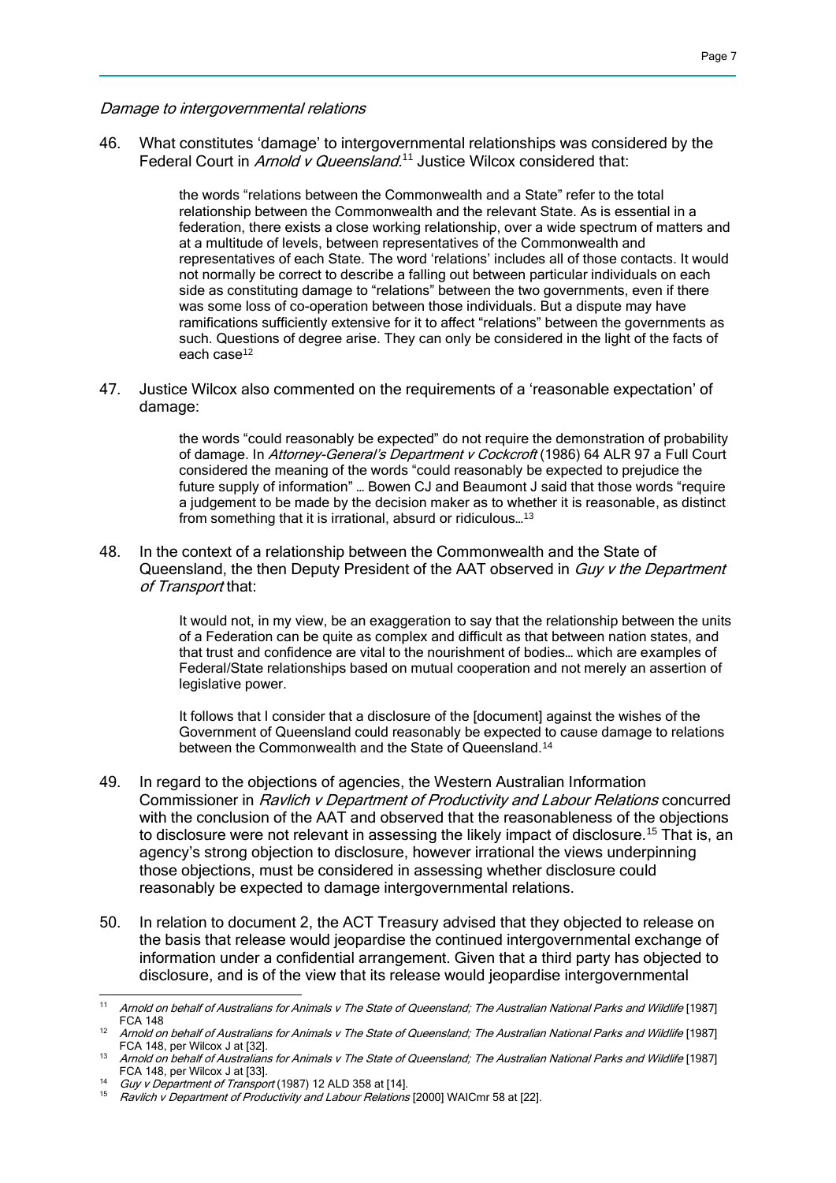*Damage to intergovernmental relations*

46. What constitutes 'damage' to intergovernmental relationships was considered by the Federal Court in *Arnold v Queensland*.[11] Justice Wilcox considered that:

> the words "relations between the Commonwealth and a State" refer to the total relationship between the Commonwealth and the relevant State. As is essential in a federation, there exists a close working relationship, over a wide spectrum of matters and at a multitude of levels, between representatives of the Commonwealth and representatives of each State. The word 'relations' includes all of those contacts. It would not normally be correct to describe a falling out between particular individuals on each side as constituting damage to "relations" between the two governments, even if there was some loss of co-operation between those individuals. But a dispute may have ramifications sufficiently extensive for it to affect "relations" between the governments as such. Questions of degree arise. They can only be considered in the light of the facts of each case[12]

47. Justice Wilcox also commented on the requirements of a 'reasonable expectation' of damage:

> the words "could reasonably be expected" do not require the demonstration of probability of damage. In *Attorney-General's Department v Cockcroft* (1986) 64 ALR 97 a Full Court considered the meaning of the words "could reasonably be expected to prejudice the future supply of information" … Bowen CJ and Beaumont J said that those words "require a judgement to be made by the decision maker as to whether it is reasonable, as distinct from something that it is irrational, absurd or ridiculous…[13]

48. In the context of a relationship between the Commonwealth and the State of Queensland, the then Deputy President of the AAT observed in *Guy v the Department of Transport* that:

> It would not, in my view, be an exaggeration to say that the relationship between the units of a Federation can be quite as complex and difficult as that between nation states, and that trust and confidence are vital to the nourishment of bodies… which are examples of Federal/State relationships based on mutual cooperation and not merely an assertion of legislative power.
>
> It follows that I consider that a disclosure of the [document] against the wishes of the Government of Queensland could reasonably be expected to cause damage to relations between the Commonwealth and the State of Queensland.[14]

49. In regard to the objections of agencies, the Western Australian Information Commissioner in *Ravlich v Department of Productivity and Labour Relations* concurred with the conclusion of the AAT and observed that the reasonableness of the objections to disclosure were not relevant in assessing the likely impact of disclosure.[15] That is, an agency's strong objection to disclosure, however irrational the views underpinning those objections, must be considered in assessing whether disclosure could reasonably be expected to damage intergovernmental relations.

50. In relation to document 2, the ACT Treasury advised that they objected to release on the basis that release would jeopardise the continued intergovernmental exchange of information under a confidential arrangement. Given that a third party has objected to disclosure, and is of the view that its release would jeopardise intergovernmental

---

[11] *Arnold on behalf of Australians for Animals v The State of Queensland; The Australian National Parks and Wildlife* [1987] FCA 148

[12] *Arnold on behalf of Australians for Animals v The State of Queensland; The Australian National Parks and Wildlife* [1987] FCA 148, per Wilcox J at [32].

[13] *Arnold on behalf of Australians for Animals v The State of Queensland; The Australian National Parks and Wildlife* [1987] FCA 148, per Wilcox J at [33].

[14] *Guy v Department of Transport* (1987) 12 ALD 358 at [14].

[15] *Ravlich v Department of Productivity and Labour Relations* [2000] WAICmr 58 at [22].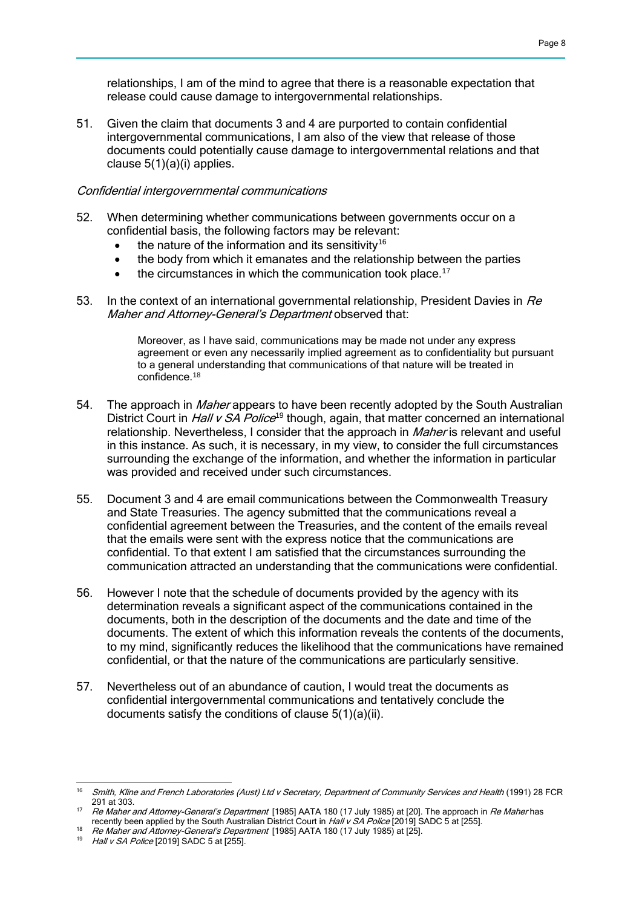relationships, I am of the mind to agree that there is a reasonable expectation that release could cause damage to intergovernmental relationships.

51. Given the claim that documents 3 and 4 are purported to contain confidential intergovernmental communications, I am also of the view that release of those documents could potentially cause damage to intergovernmental relations and that clause 5(1)(a)(i) applies.

*Confidential intergovernmental communications*

52. When determining whether communications between governments occur on a confidential basis, the following factors may be relevant:
    - the nature of the information and its sensitivity[16]
    - the body from which it emanates and the relationship between the parties
    - the circumstances in which the communication took place.[17]

53. In the context of an international governmental relationship, President Davies in *Re Maher and Attorney-General's Department* observed that:

> Moreover, as I have said, communications may be made not under any express agreement or even any necessarily implied agreement as to confidentiality but pursuant to a general understanding that communications of that nature will be treated in confidence.[18]

54. The approach in *Maher* appears to have been recently adopted by the South Australian District Court in *Hall v SA Police*[19] though, again, that matter concerned an international relationship. Nevertheless, I consider that the approach in *Maher* is relevant and useful in this instance. As such, it is necessary, in my view, to consider the full circumstances surrounding the exchange of the information, and whether the information in particular was provided and received under such circumstances.

55. Document 3 and 4 are email communications between the Commonwealth Treasury and State Treasuries. The agency submitted that the communications reveal a confidential agreement between the Treasuries, and the content of the emails reveal that the emails were sent with the express notice that the communications are confidential. To that extent I am satisfied that the circumstances surrounding the communication attracted an understanding that the communications were confidential.

56. However I note that the schedule of documents provided by the agency with its determination reveals a significant aspect of the communications contained in the documents, both in the description of the documents and the date and time of the documents. The extent of which this information reveals the contents of the documents, to my mind, significantly reduces the likelihood that the communications have remained confidential, or that the nature of the communications are particularly sensitive.

57. Nevertheless out of an abundance of caution, I would treat the documents as confidential intergovernmental communications and tentatively conclude the documents satisfy the conditions of clause 5(1)(a)(ii).

---

[16] *Smith, Kline and French Laboratories (Aust) Ltd v Secretary, Department of Community Services and Health* (1991) 28 FCR 291 at 303.

[17] *Re Maher and Attorney-General's Department* [1985] AATA 180 (17 July 1985) at [20]. The approach in *Re Maher* has recently been applied by the South Australian District Court in *Hall v SA Police* [2019] SADC 5 at [255].

[18] *Re Maher and Attorney-General's Department* [1985] AATA 180 (17 July 1985) at [25].

[19] *Hall v SA Police* [2019] SADC 5 at [255].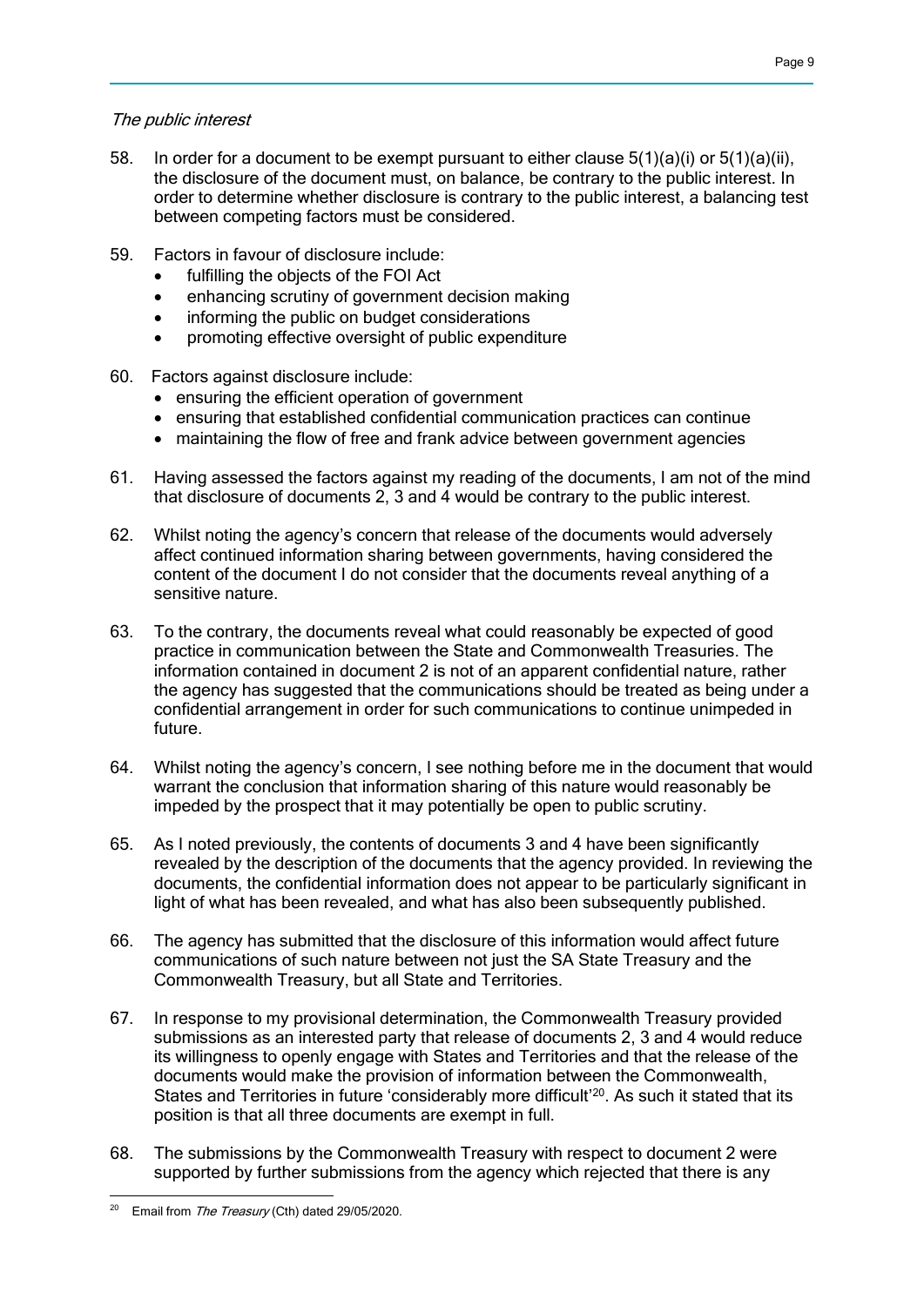*The public interest*

58. In order for a document to be exempt pursuant to either clause 5(1)(a)(i) or 5(1)(a)(ii), the disclosure of the document must, on balance, be contrary to the public interest. In order to determine whether disclosure is contrary to the public interest, a balancing test between competing factors must be considered.

59. Factors in favour of disclosure include:
    - fulfilling the objects of the FOI Act
    - enhancing scrutiny of government decision making
    - informing the public on budget considerations
    - promoting effective oversight of public expenditure

60. Factors against disclosure include:
    - ensuring the efficient operation of government
    - ensuring that established confidential communication practices can continue
    - maintaining the flow of free and frank advice between government agencies

61. Having assessed the factors against my reading of the documents, I am not of the mind that disclosure of documents 2, 3 and 4 would be contrary to the public interest.

62. Whilst noting the agency's concern that release of the documents would adversely affect continued information sharing between governments, having considered the content of the document I do not consider that the documents reveal anything of a sensitive nature.

63. To the contrary, the documents reveal what could reasonably be expected of good practice in communication between the State and Commonwealth Treasuries. The information contained in document 2 is not of an apparent confidential nature, rather the agency has suggested that the communications should be treated as being under a confidential arrangement in order for such communications to continue unimpeded in future.

64. Whilst noting the agency's concern, I see nothing before me in the document that would warrant the conclusion that information sharing of this nature would reasonably be impeded by the prospect that it may potentially be open to public scrutiny.

65. As I noted previously, the contents of documents 3 and 4 have been significantly revealed by the description of the documents that the agency provided. In reviewing the documents, the confidential information does not appear to be particularly significant in light of what has been revealed, and what has also been subsequently published.

66. The agency has submitted that the disclosure of this information would affect future communications of such nature between not just the SA State Treasury and the Commonwealth Treasury, but all State and Territories.

67. In response to my provisional determination, the Commonwealth Treasury provided submissions as an interested party that release of documents 2, 3 and 4 would reduce its willingness to openly engage with States and Territories and that the release of the documents would make the provision of information between the Commonwealth, States and Territories in future 'considerably more difficult'[20]. As such it stated that its position is that all three documents are exempt in full.

68. The submissions by the Commonwealth Treasury with respect to document 2 were supported by further submissions from the agency which rejected that there is any

---

[20] Email from *The Treasury* (Cth) dated 29/05/2020.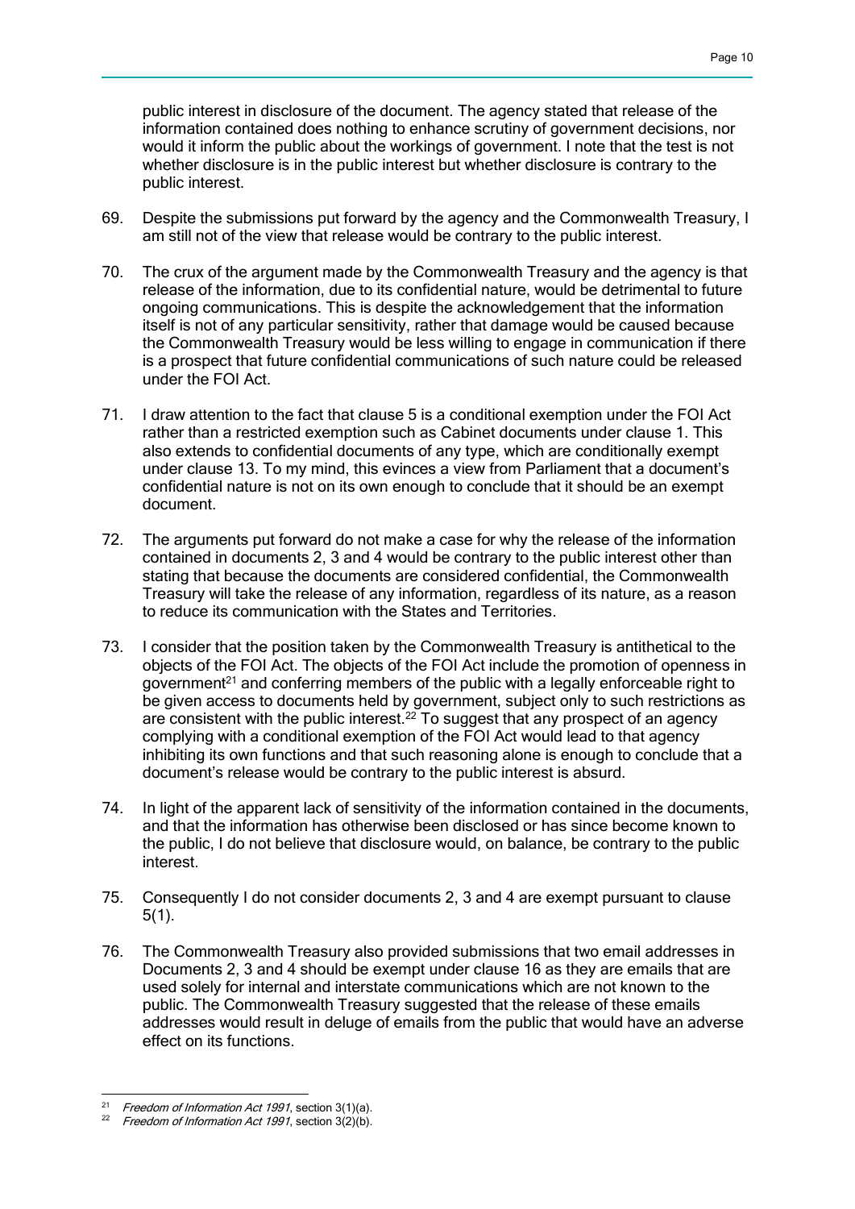public interest in disclosure of the document. The agency stated that release of the information contained does nothing to enhance scrutiny of government decisions, nor would it inform the public about the workings of government. I note that the test is not whether disclosure is in the public interest but whether disclosure is contrary to the public interest.

69. Despite the submissions put forward by the agency and the Commonwealth Treasury, I am still not of the view that release would be contrary to the public interest.

70. The crux of the argument made by the Commonwealth Treasury and the agency is that release of the information, due to its confidential nature, would be detrimental to future ongoing communications. This is despite the acknowledgement that the information itself is not of any particular sensitivity, rather that damage would be caused because the Commonwealth Treasury would be less willing to engage in communication if there is a prospect that future confidential communications of such nature could be released under the FOI Act.

71. I draw attention to the fact that clause 5 is a conditional exemption under the FOI Act rather than a restricted exemption such as Cabinet documents under clause 1. This also extends to confidential documents of any type, which are conditionally exempt under clause 13. To my mind, this evinces a view from Parliament that a document's confidential nature is not on its own enough to conclude that it should be an exempt document.

72. The arguments put forward do not make a case for why the release of the information contained in documents 2, 3 and 4 would be contrary to the public interest other than stating that because the documents are considered confidential, the Commonwealth Treasury will take the release of any information, regardless of its nature, as a reason to reduce its communication with the States and Territories.

73. I consider that the position taken by the Commonwealth Treasury is antithetical to the objects of the FOI Act. The objects of the FOI Act include the promotion of openness in government[21] and conferring members of the public with a legally enforceable right to be given access to documents held by government, subject only to such restrictions as are consistent with the public interest.[22] To suggest that any prospect of an agency complying with a conditional exemption of the FOI Act would lead to that agency inhibiting its own functions and that such reasoning alone is enough to conclude that a document's release would be contrary to the public interest is absurd.

74. In light of the apparent lack of sensitivity of the information contained in the documents, and that the information has otherwise been disclosed or has since become known to the public, I do not believe that disclosure would, on balance, be contrary to the public interest.

75. Consequently I do not consider documents 2, 3 and 4 are exempt pursuant to clause 5(1).

76. The Commonwealth Treasury also provided submissions that two email addresses in Documents 2, 3 and 4 should be exempt under clause 16 as they are emails that are used solely for internal and interstate communications which are not known to the public. The Commonwealth Treasury suggested that the release of these emails addresses would result in deluge of emails from the public that would have an adverse effect on its functions.

---

[21] *Freedom of Information Act 1991*, section 3(1)(a).

[22] *Freedom of Information Act 1991*, section 3(2)(b).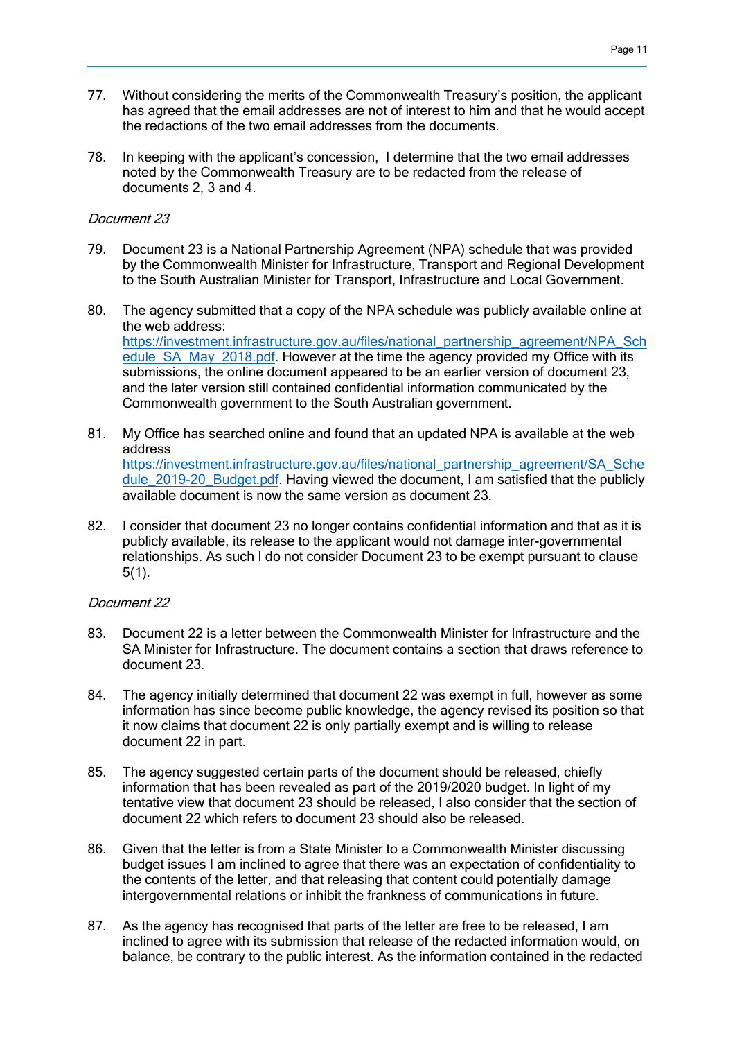77. Without considering the merits of the Commonwealth Treasury's position, the applicant has agreed that the email addresses are not of interest to him and that he would accept the redactions of the two email addresses from the documents.

78. In keeping with the applicant's concession, I determine that the two email addresses noted by the Commonwealth Treasury are to be redacted from the release of documents 2, 3 and 4.

*Document 23*

79. Document 23 is a National Partnership Agreement (NPA) schedule that was provided by the Commonwealth Minister for Infrastructure, Transport and Regional Development to the South Australian Minister for Transport, Infrastructure and Local Government.

80. The agency submitted that a copy of the NPA schedule was publicly available online at the web address: https://investment.infrastructure.gov.au/files/national_partnership_agreement/NPA_Schedule_SA_May_2018.pdf. However at the time the agency provided my Office with its submissions, the online document appeared to be an earlier version of document 23, and the later version still contained confidential information communicated by the Commonwealth government to the South Australian government.

81. My Office has searched online and found that an updated NPA is available at the web address https://investment.infrastructure.gov.au/files/national_partnership_agreement/SA_Schedule_2019-20_Budget.pdf. Having viewed the document, I am satisfied that the publicly available document is now the same version as document 23.

82. I consider that document 23 no longer contains confidential information and that as it is publicly available, its release to the applicant would not damage inter-governmental relationships. As such I do not consider Document 23 to be exempt pursuant to clause 5(1).

*Document 22*

83. Document 22 is a letter between the Commonwealth Minister for Infrastructure and the SA Minister for Infrastructure. The document contains a section that draws reference to document 23.

84. The agency initially determined that document 22 was exempt in full, however as some information has since become public knowledge, the agency revised its position so that it now claims that document 22 is only partially exempt and is willing to release document 22 in part.

85. The agency suggested certain parts of the document should be released, chiefly information that has been revealed as part of the 2019/2020 budget. In light of my tentative view that document 23 should be released, I also consider that the section of document 22 which refers to document 23 should also be released.

86. Given that the letter is from a State Minister to a Commonwealth Minister discussing budget issues I am inclined to agree that there was an expectation of confidentiality to the contents of the letter, and that releasing that content could potentially damage intergovernmental relations or inhibit the frankness of communications in future.

87. As the agency has recognised that parts of the letter are free to be released, I am inclined to agree with its submission that release of the redacted information would, on balance, be contrary to the public interest. As the information contained in the redacted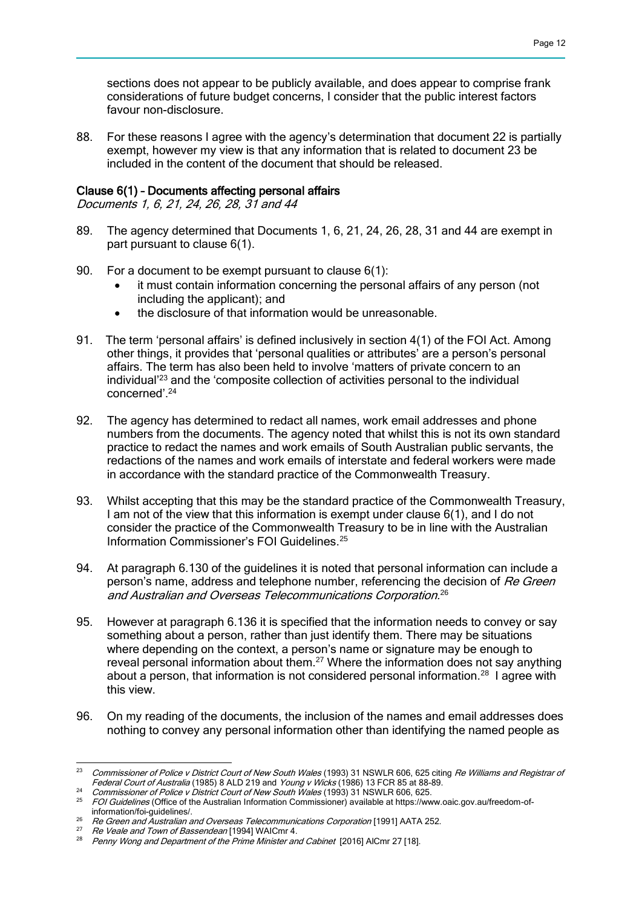sections does not appear to be publicly available, and does appear to comprise frank considerations of future budget concerns, I consider that the public interest factors favour non-disclosure.

88. For these reasons I agree with the agency's determination that document 22 is partially exempt, however my view is that any information that is related to document 23 be included in the content of the document that should be released.

### Clause 6(1) – Documents affecting personal affairs

*Documents 1, 6, 21, 24, 26, 28, 31 and 44*

89. The agency determined that Documents 1, 6, 21, 24, 26, 28, 31 and 44 are exempt in part pursuant to clause 6(1).

90. For a document to be exempt pursuant to clause 6(1):
    - it must contain information concerning the personal affairs of any person (not including the applicant); and
    - the disclosure of that information would be unreasonable.

91. The term 'personal affairs' is defined inclusively in section 4(1) of the FOI Act. Among other things, it provides that 'personal qualities or attributes' are a person's personal affairs. The term has also been held to involve 'matters of private concern to an individual'[23] and the 'composite collection of activities personal to the individual concerned'.[24]

92. The agency has determined to redact all names, work email addresses and phone numbers from the documents. The agency noted that whilst this is not its own standard practice to redact the names and work emails of South Australian public servants, the redactions of the names and work emails of interstate and federal workers were made in accordance with the standard practice of the Commonwealth Treasury.

93. Whilst accepting that this may be the standard practice of the Commonwealth Treasury, I am not of the view that this information is exempt under clause 6(1), and I do not consider the practice of the Commonwealth Treasury to be in line with the Australian Information Commissioner's FOI Guidelines.[25]

94. At paragraph 6.130 of the guidelines it is noted that personal information can include a person's name, address and telephone number, referencing the decision of *Re Green and Australian and Overseas Telecommunications Corporation.*[26]

95. However at paragraph 6.136 it is specified that the information needs to convey or say something about a person, rather than just identify them. There may be situations where depending on the context, a person's name or signature may be enough to reveal personal information about them.[27] Where the information does not say anything about a person, that information is not considered personal information.[28] I agree with this view.

96. On my reading of the documents, the inclusion of the names and email addresses does nothing to convey any personal information other than identifying the named people as

---

[23] *Commissioner of Police v District Court of New South Wales* (1993) 31 NSWLR 606, 625 citing *Re Williams and Registrar of Federal Court of Australia* (1985) 8 ALD 219 and *Young v Wicks* (1986) 13 FCR 85 at 88-89.

[24] *Commissioner of Police v District Court of New South Wales* (1993) 31 NSWLR 606, 625.

[25] *FOI Guidelines* (Office of the Australian Information Commissioner) available at https://www.oaic.gov.au/freedom-of-information/foi-guidelines/.

[26] *Re Green and Australian and Overseas Telecommunications Corporation* [1991] AATA 252.

[27] *Re Veale and Town of Bassendean* [1994] WAICmr 4.

[28] *Penny Wong and Department of the Prime Minister and Cabinet* [2016] AICmr 27 [18].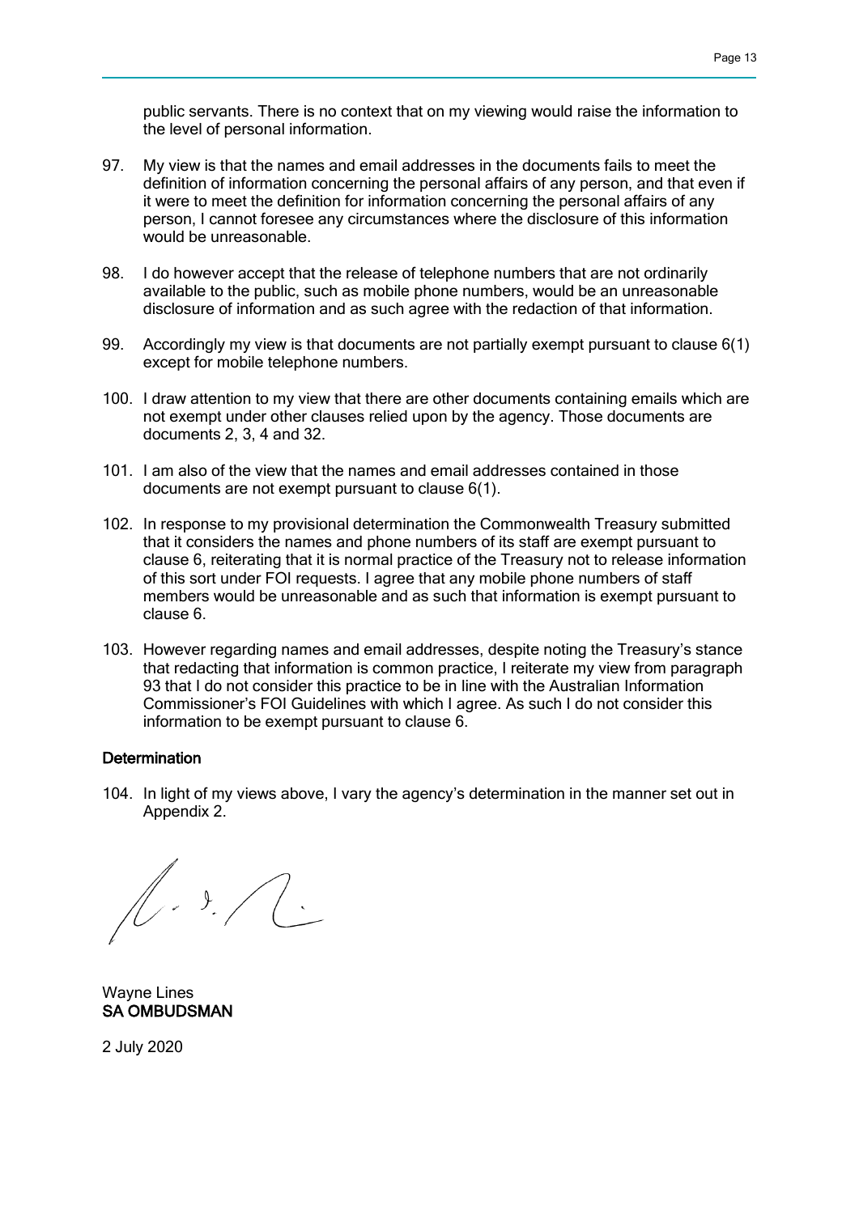public servants. There is no context that on my viewing would raise the information to the level of personal information.

97. My view is that the names and email addresses in the documents fails to meet the definition of information concerning the personal affairs of any person, and that even if it were to meet the definition for information concerning the personal affairs of any person, I cannot foresee any circumstances where the disclosure of this information would be unreasonable.

98. I do however accept that the release of telephone numbers that are not ordinarily available to the public, such as mobile phone numbers, would be an unreasonable disclosure of information and as such agree with the redaction of that information.

99. Accordingly my view is that documents are not partially exempt pursuant to clause 6(1) except for mobile telephone numbers.

100. I draw attention to my view that there are other documents containing emails which are not exempt under other clauses relied upon by the agency. Those documents are documents 2, 3, 4 and 32.

101. I am also of the view that the names and email addresses contained in those documents are not exempt pursuant to clause 6(1).

102. In response to my provisional determination the Commonwealth Treasury submitted that it considers the names and phone numbers of its staff are exempt pursuant to clause 6, reiterating that it is normal practice of the Treasury not to release information of this sort under FOI requests. I agree that any mobile phone numbers of staff members would be unreasonable and as such that information is exempt pursuant to clause 6.

103. However regarding names and email addresses, despite noting the Treasury's stance that redacting that information is common practice, I reiterate my view from paragraph 93 that I do not consider this practice to be in line with the Australian Information Commissioner's FOI Guidelines with which I agree. As such I do not consider this information to be exempt pursuant to clause 6.

## Determination

104. In light of my views above, I vary the agency's determination in the manner set out in Appendix 2.

Wayne Lines
**SA OMBUDSMAN**

2 July 2020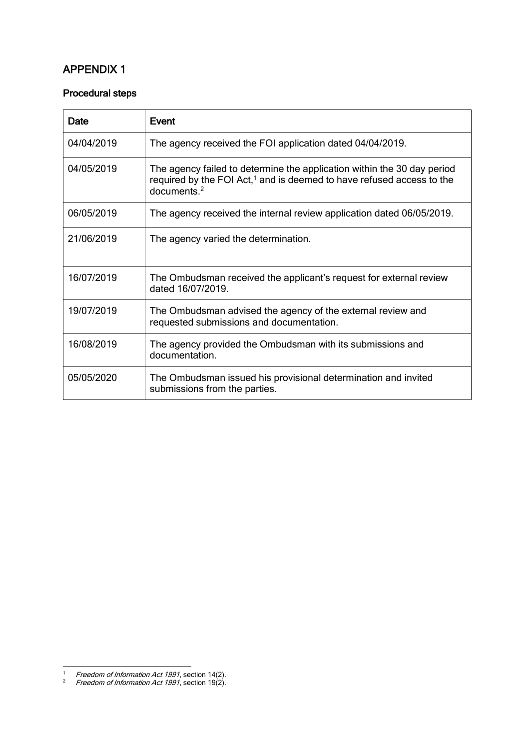## APPENDIX 1

### Procedural steps

| Date | Event |
|---|---|
| 04/04/2019 | The agency received the FOI application dated 04/04/2019. |
| 04/05/2019 | The agency failed to determine the application within the 30 day period required by the FOI Act,[1] and is deemed to have refused access to the documents.[2] |
| 06/05/2019 | The agency received the internal review application dated 06/05/2019. |
| 21/06/2019 | The agency varied the determination. |
| 16/07/2019 | The Ombudsman received the applicant's request for external review dated 16/07/2019. |
| 19/07/2019 | The Ombudsman advised the agency of the external review and requested submissions and documentation. |
| 16/08/2019 | The agency provided the Ombudsman with its submissions and documentation. |
| 05/05/2020 | The Ombudsman issued his provisional determination and invited submissions from the parties. |

---

1. *Freedom of Information Act 1991*, section 14(2).
2. *Freedom of Information Act 1991*, section 19(2).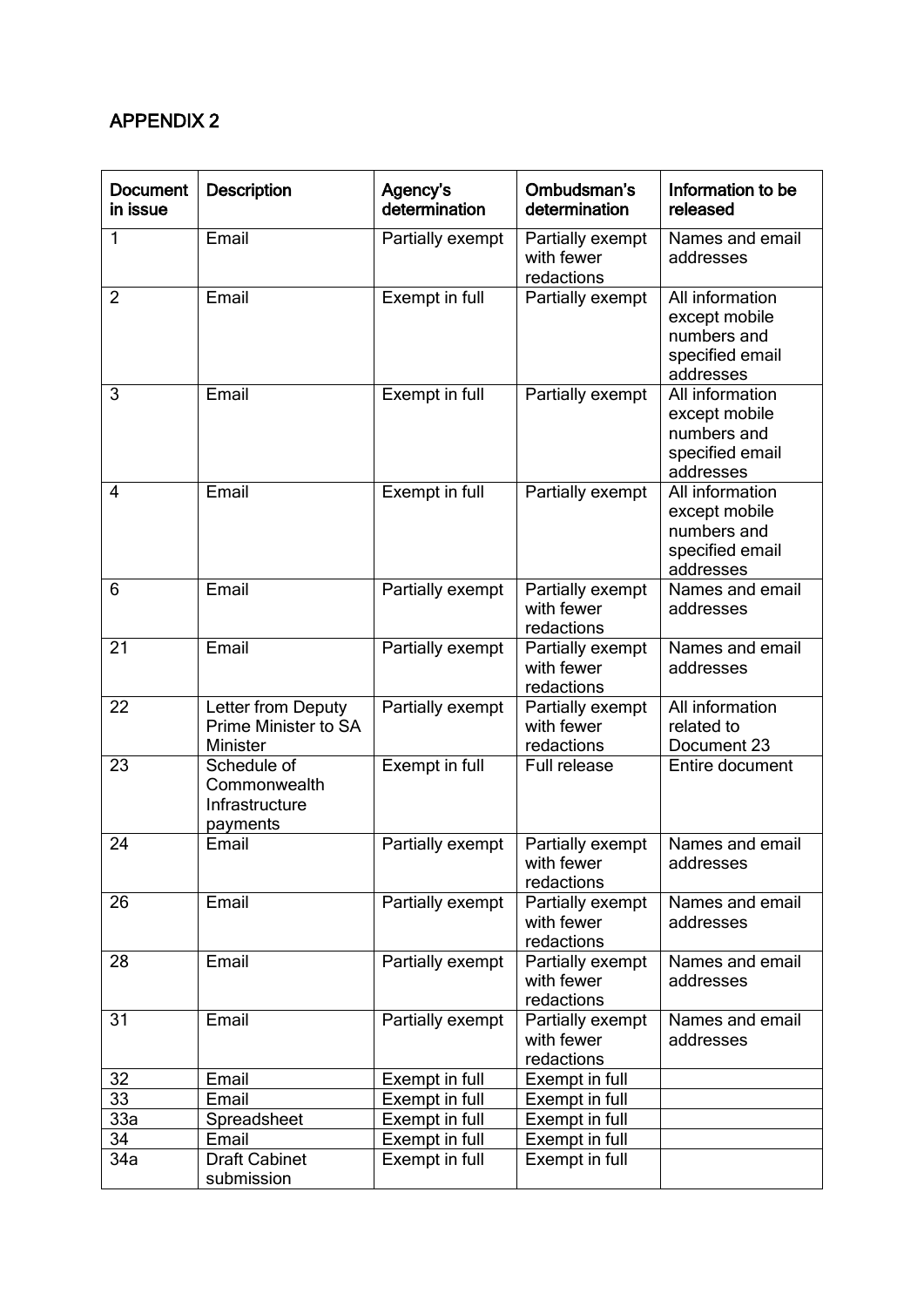# APPENDIX 2

| Document in issue | Description | Agency's determination | Ombudsman's determination | Information to be released |
|---|---|---|---|---|
| 1 | Email | Partially exempt | Partially exempt with fewer redactions | Names and email addresses |
| 2 | Email | Exempt in full | Partially exempt | All information except mobile numbers and specified email addresses |
| 3 | Email | Exempt in full | Partially exempt | All information except mobile numbers and specified email addresses |
| 4 | Email | Exempt in full | Partially exempt | All information except mobile numbers and specified email addresses |
| 6 | Email | Partially exempt | Partially exempt with fewer redactions | Names and email addresses |
| 21 | Email | Partially exempt | Partially exempt with fewer redactions | Names and email addresses |
| 22 | Letter from Deputy Prime Minister to SA Minister | Partially exempt | Partially exempt with fewer redactions | All information related to Document 23 |
| 23 | Schedule of Commonwealth Infrastructure payments | Exempt in full | Full release | Entire document |
| 24 | Email | Partially exempt | Partially exempt with fewer redactions | Names and email addresses |
| 26 | Email | Partially exempt | Partially exempt with fewer redactions | Names and email addresses |
| 28 | Email | Partially exempt | Partially exempt with fewer redactions | Names and email addresses |
| 31 | Email | Partially exempt | Partially exempt with fewer redactions | Names and email addresses |
| 32 | Email | Exempt in full | Exempt in full | |
| 33 | Email | Exempt in full | Exempt in full | |
| 33a | Spreadsheet | Exempt in full | Exempt in full | |
| 34 | Email | Exempt in full | Exempt in full | |
| 34a | Draft Cabinet submission | Exempt in full | Exempt in full | |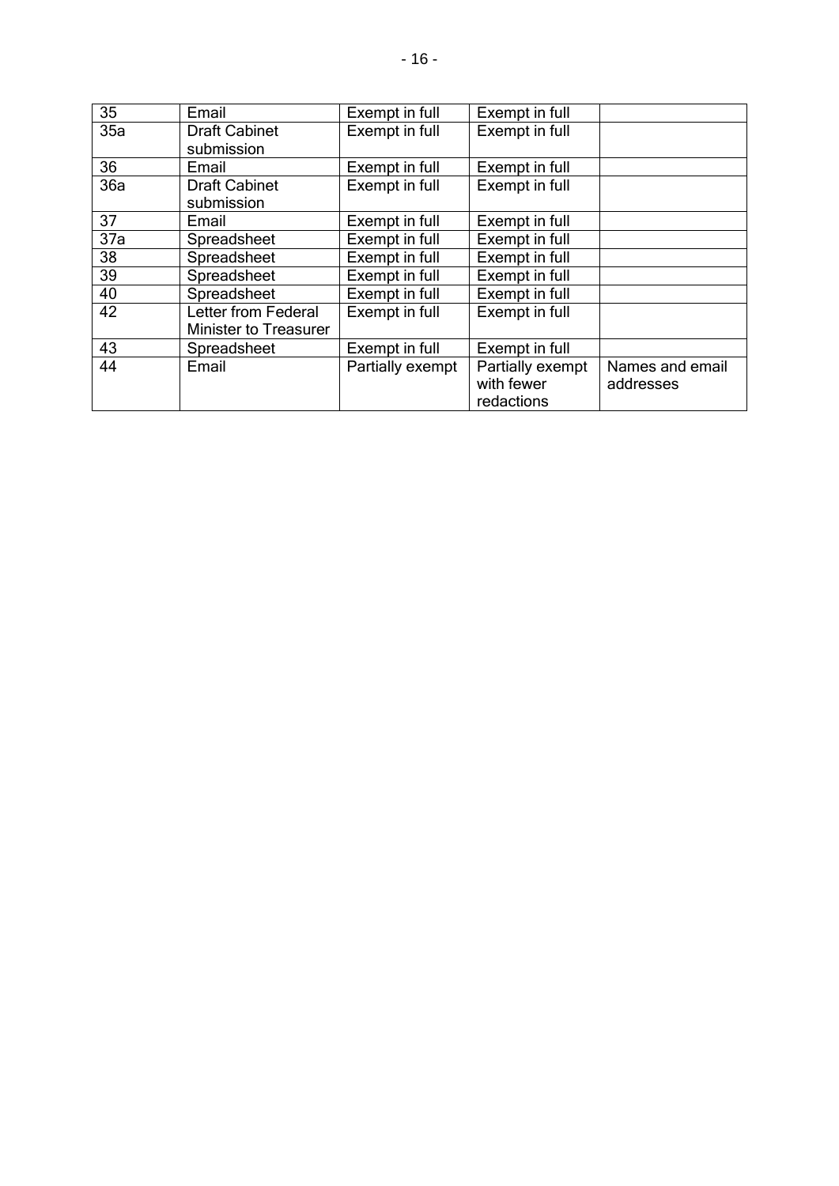| | | | | |
|---|---|---|---|---|
| 35 | Email | Exempt in full | Exempt in full | |
| 35a | Draft Cabinet submission | Exempt in full | Exempt in full | |
| 36 | Email | Exempt in full | Exempt in full | |
| 36a | Draft Cabinet submission | Exempt in full | Exempt in full | |
| 37 | Email | Exempt in full | Exempt in full | |
| 37a | Spreadsheet | Exempt in full | Exempt in full | |
| 38 | Spreadsheet | Exempt in full | Exempt in full | |
| 39 | Spreadsheet | Exempt in full | Exempt in full | |
| 40 | Spreadsheet | Exempt in full | Exempt in full | |
| 42 | Letter from Federal Minister to Treasurer | Exempt in full | Exempt in full | |
| 43 | Spreadsheet | Exempt in full | Exempt in full | |
| 44 | Email | Partially exempt | Partially exempt with fewer redactions | Names and email addresses |